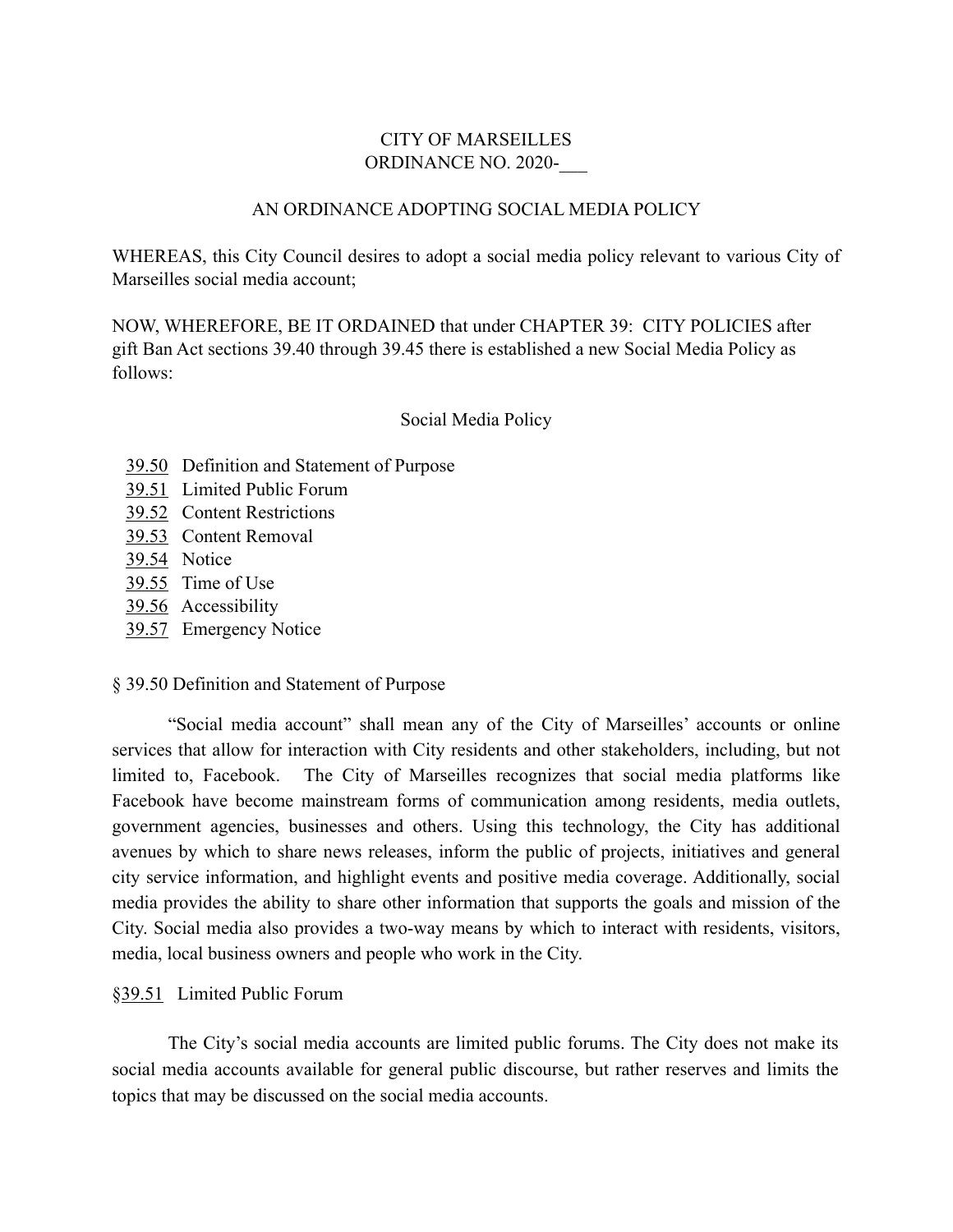CITY OF MARSEILLES
ORDINANCE NO. 2020-___

AN ORDINANCE ADOPTING SOCIAL MEDIA POLICY

WHEREAS, this City Council desires to adopt a social media policy relevant to various City of Marseilles social media account;

NOW, WHEREFORE, BE IT ORDAINED that under CHAPTER 39: CITY POLICIES after gift Ban Act sections 39.40 through 39.45 there is established a new Social Media Policy as follows:

Social Media Policy

- 39.50 Definition and Statement of Purpose
- 39.51 Limited Public Forum
- 39.52 Content Restrictions
- 39.53 Content Removal
- 39.54 Notice
- 39.55 Time of Use
- 39.56 Accessibility
- 39.57 Emergency Notice

§ 39.50 Definition and Statement of Purpose

"Social media account" shall mean any of the City of Marseilles' accounts or online services that allow for interaction with City residents and other stakeholders, including, but not limited to, Facebook. The City of Marseilles recognizes that social media platforms like Facebook have become mainstream forms of communication among residents, media outlets, government agencies, businesses and others. Using this technology, the City has additional avenues by which to share news releases, inform the public of projects, initiatives and general city service information, and highlight events and positive media coverage. Additionally, social media provides the ability to share other information that supports the goals and mission of the City. Social media also provides a two-way means by which to interact with residents, visitors, media, local business owners and people who work in the City.

§39.51 Limited Public Forum

The City's social media accounts are limited public forums. The City does not make its social media accounts available for general public discourse, but rather reserves and limits the topics that may be discussed on the social media accounts.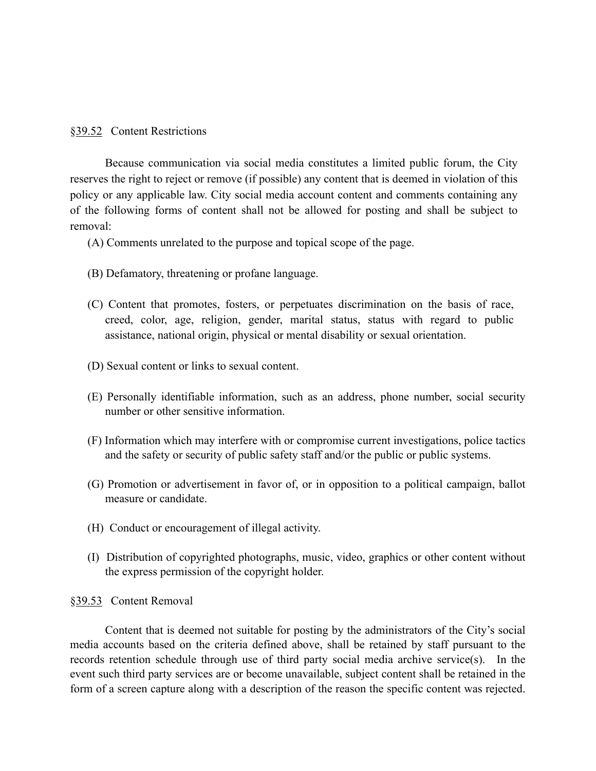## §39.52 Content Restrictions

Because communication via social media constitutes a limited public forum, the City reserves the right to reject or remove (if possible) any content that is deemed in violation of this policy or any applicable law. City social media account content and comments containing any of the following forms of content shall not be allowed for posting and shall be subject to removal:

(A) Comments unrelated to the purpose and topical scope of the page.

(B) Defamatory, threatening or profane language.

(C) Content that promotes, fosters, or perpetuates discrimination on the basis of race, creed, color, age, religion, gender, marital status, status with regard to public assistance, national origin, physical or mental disability or sexual orientation.

(D) Sexual content or links to sexual content.

(E) Personally identifiable information, such as an address, phone number, social security number or other sensitive information.

(F) Information which may interfere with or compromise current investigations, police tactics and the safety or security of public safety staff and/or the public or public systems.

(G) Promotion or advertisement in favor of, or in opposition to a political campaign, ballot measure or candidate.

(H) Conduct or encouragement of illegal activity.

(I) Distribution of copyrighted photographs, music, video, graphics or other content without the express permission of the copyright holder.

## §39.53 Content Removal

Content that is deemed not suitable for posting by the administrators of the City's social media accounts based on the criteria defined above, shall be retained by staff pursuant to the records retention schedule through use of third party social media archive service(s). In the event such third party services are or become unavailable, subject content shall be retained in the form of a screen capture along with a description of the reason the specific content was rejected.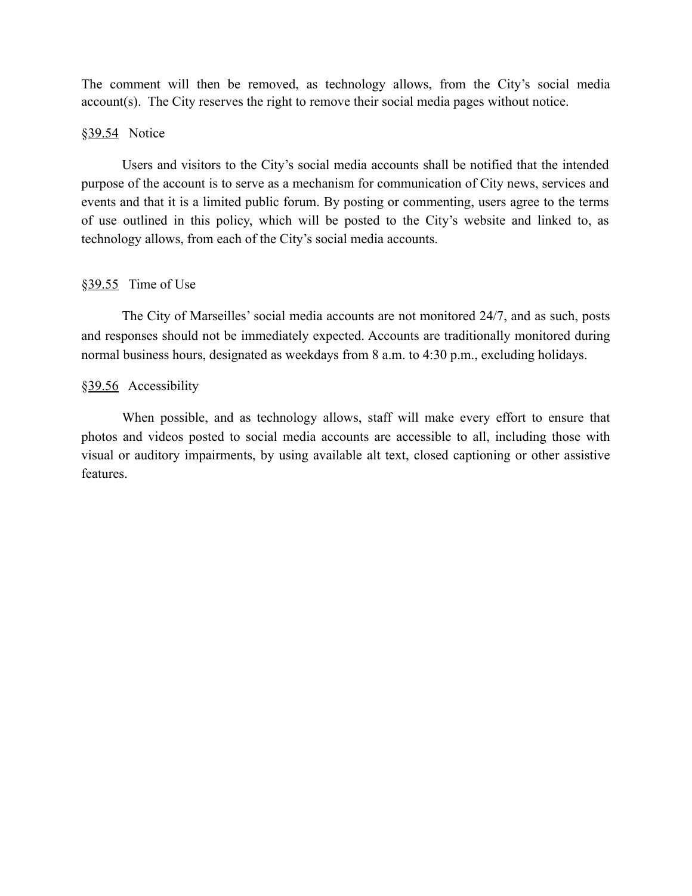The comment will then be removed, as technology allows, from the City's social media account(s). The City reserves the right to remove their social media pages without notice.

§<u>39.54</u> Notice

Users and visitors to the City's social media accounts shall be notified that the intended purpose of the account is to serve as a mechanism for communication of City news, services and events and that it is a limited public forum. By posting or commenting, users agree to the terms of use outlined in this policy, which will be posted to the City's website and linked to, as technology allows, from each of the City's social media accounts.

§<u>39.55</u> Time of Use

The City of Marseilles' social media accounts are not monitored 24/7, and as such, posts and responses should not be immediately expected. Accounts are traditionally monitored during normal business hours, designated as weekdays from 8 a.m. to 4:30 p.m., excluding holidays.

§<u>39.56</u> Accessibility

When possible, and as technology allows, staff will make every effort to ensure that photos and videos posted to social media accounts are accessible to all, including those with visual or auditory impairments, by using available alt text, closed captioning or other assistive features.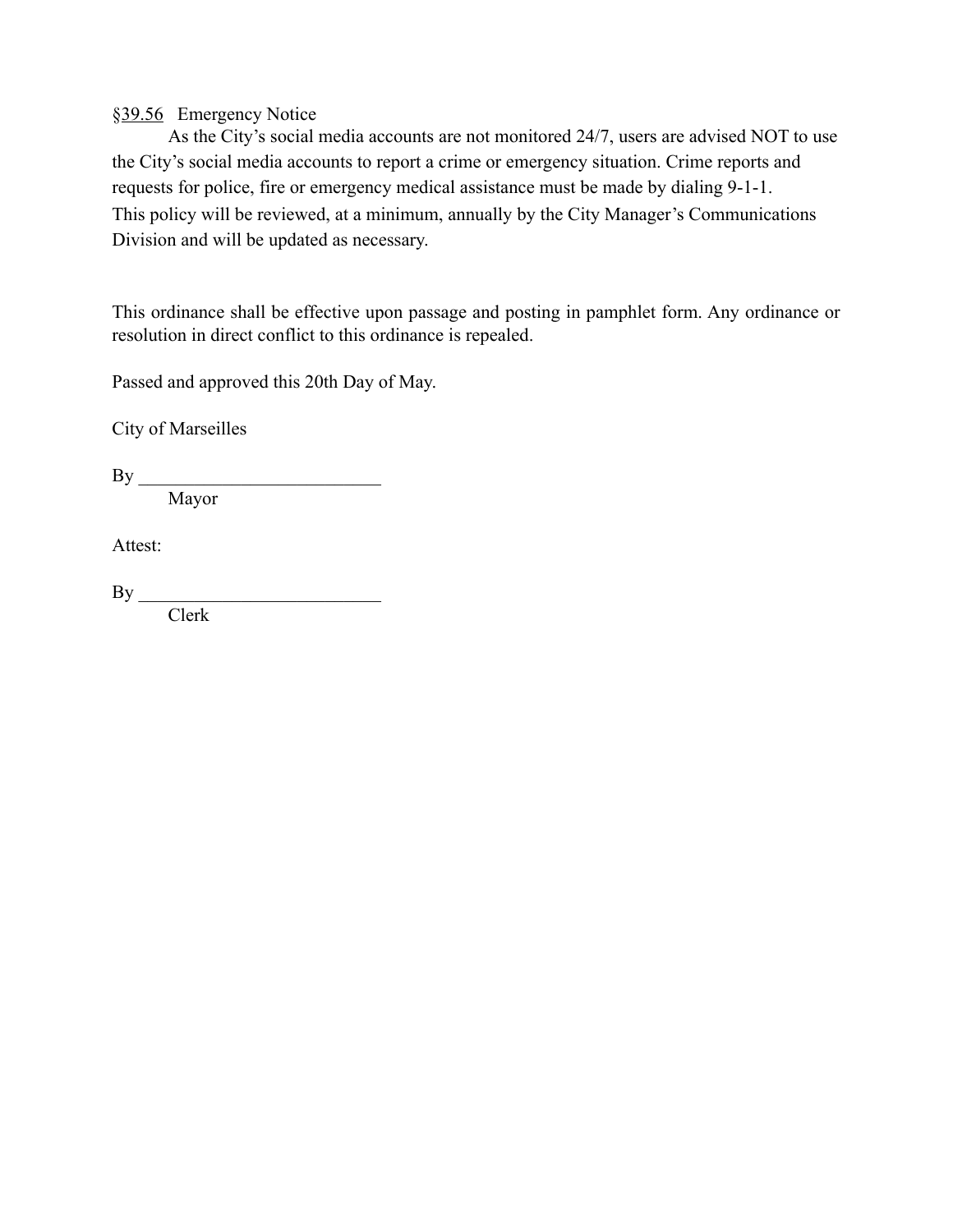§39.56 Emergency Notice

As the City's social media accounts are not monitored 24/7, users are advised NOT to use the City's social media accounts to report a crime or emergency situation. Crime reports and requests for police, fire or emergency medical assistance must be made by dialing 9-1-1.
This policy will be reviewed, at a minimum, annually by the City Manager's Communications Division and will be updated as necessary.

This ordinance shall be effective upon passage and posting in pamphlet form. Any ordinance or resolution in direct conflict to this ordinance is repealed.

Passed and approved this 20th Day of May.

City of Marseilles

By ___________________________
Mayor

Attest:

By ___________________________
Clerk